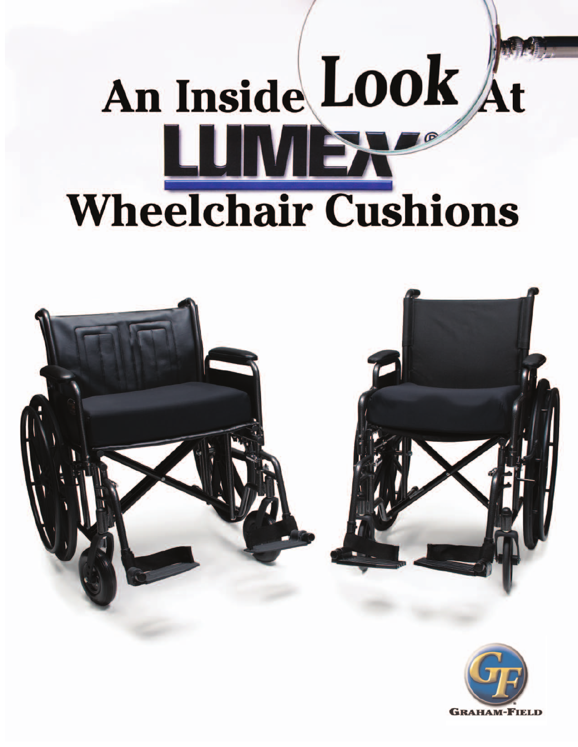# An Inside Look At LUMEX® Wheelchair Cushions

GRAHAM-FIELD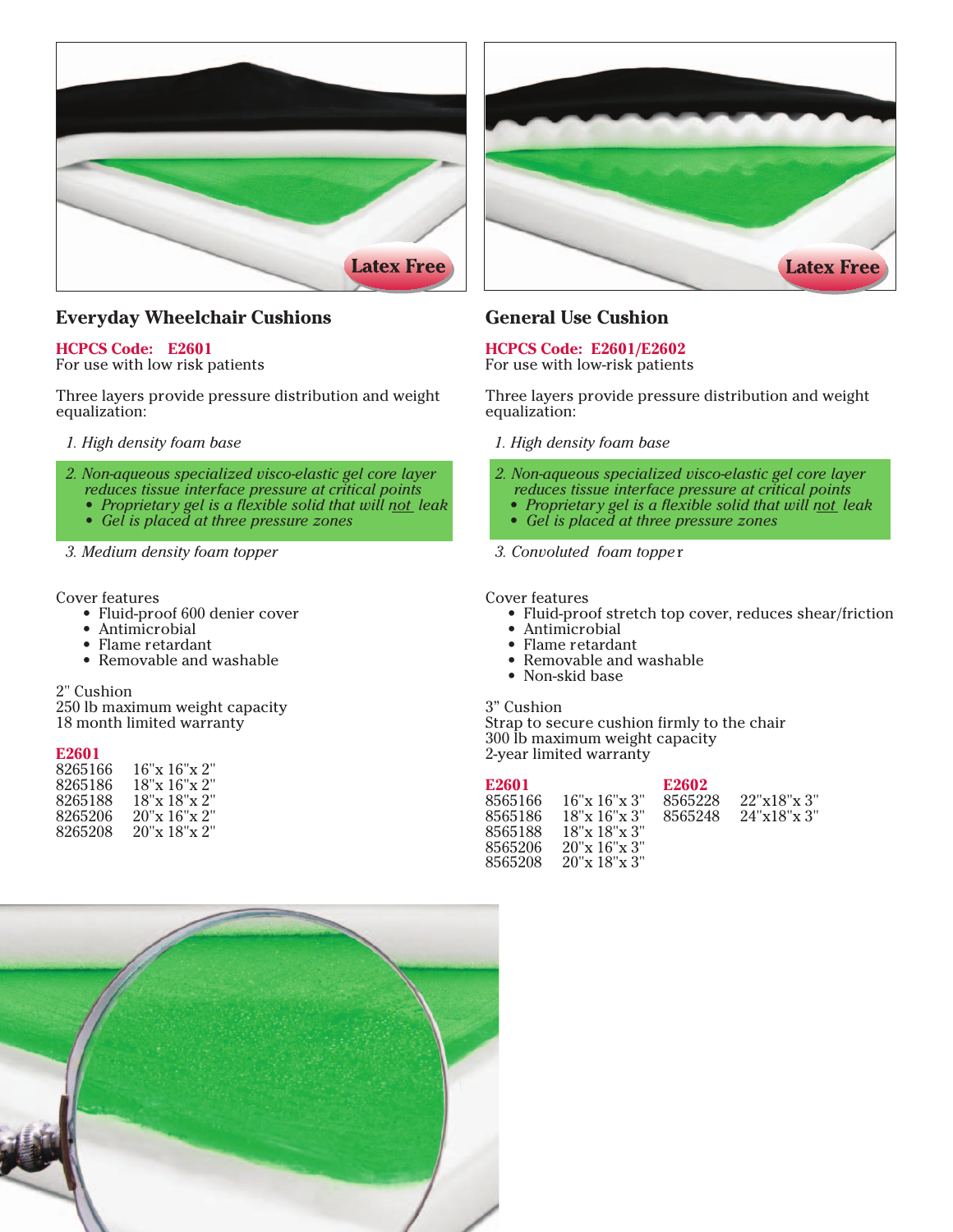## Everyday Wheelchair Cushions

**HCPCS Code: E2601**
For use with low risk patients

Three layers provide pressure distribution and weight equalization:

1. *High density foam base*
2. *Non-aqueous specialized visco-elastic gel core layer reduces tissue interface pressure at critical points*
   - *Proprietary gel is a flexible solid that will not leak*
   - *Gel is placed at three pressure zones*
3. *Medium density foam topper*

Cover features
- Fluid-proof 600 denier cover
- Antimicrobial
- Flame retardant
- Removable and washable

2" Cushion
250 lb maximum weight capacity
18 month limited warranty

**E2601**

| | |
|---|---|
| 8265166 | 16"x 16"x 2" |
| 8265186 | 18"x 16"x 2" |
| 8265188 | 18"x 18"x 2" |
| 8265206 | 20"x 16"x 2" |
| 8265208 | 20"x 18"x 2" |

## General Use Cushion

**HCPCS Code: E2601/E2602**
For use with low-risk patients

Three layers provide pressure distribution and weight equalization:

1. *High density foam base*
2. *Non-aqueous specialized visco-elastic gel core layer reduces tissue interface pressure at critical points*
   - *Proprietary gel is a flexible solid that will not leak*
   - *Gel is placed at three pressure zones*
3. *Convoluted foam topper*

Cover features
- Fluid-proof stretch top cover, reduces shear/friction
- Antimicrobial
- Flame retardant
- Removable and washable
- Non-skid base

3" Cushion
Strap to secure cushion firmly to the chair
300 lb maximum weight capacity
2-year limited warranty

| **E2601** | | **E2602** | |
|---|---|---|---|
| 8565166 | 16"x 16"x 3" | 8565228 | 22"x18"x 3" |
| 8565186 | 18"x 16"x 3" | 8565248 | 24"x18"x 3" |
| 8565188 | 18"x 18"x 3" | | |
| 8565206 | 20"x 16"x 3" | | |
| 8565208 | 20"x 18"x 3" | | |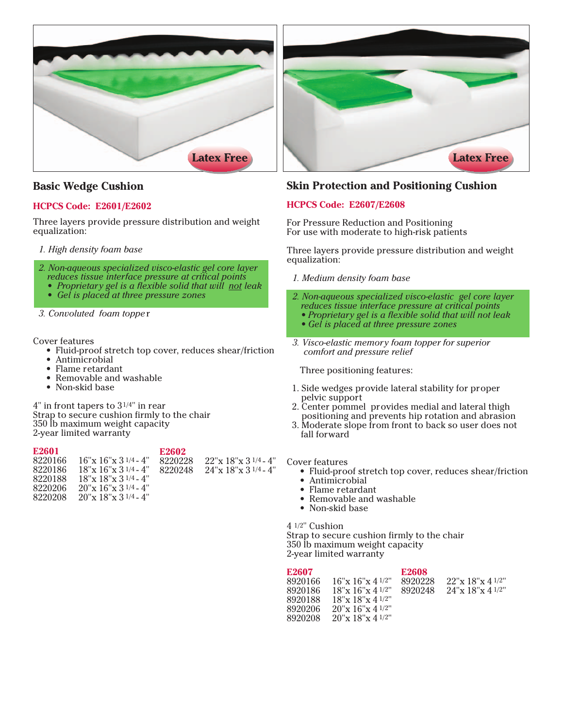Latex Free

## Basic Wedge Cushion

**HCPCS Code: E2601/E2602**

Three layers provide pressure distribution and weight equalization:

*1. High density foam base*

*2. Non-aqueous specialized visco-elastic gel core layer reduces tissue interface pressure at critical points*
- *Proprietary gel is a flexible solid that will not leak*
- *Gel is placed at three pressure zones*

*3. Convoluted foam topper*

Cover features
- Fluid-proof stretch top cover, reduces shear/friction
- Antimicrobial
- Flame retardant
- Removable and washable
- Non-skid base

4" in front tapers to 3 1/4" in rear
Strap to secure cushion firmly to the chair
350 lb maximum weight capacity
2-year limited warranty

**E2601**

| | |
|---|---|
| 8220166 | 16"x 16"x 3 1/4 - 4" |
| 8220186 | 18"x 16"x 3 1/4 - 4" |
| 8220188 | 18"x 18"x 3 1/4 - 4" |
| 8220206 | 20"x 16"x 3 1/4 - 4" |
| 8220208 | 20"x 18"x 3 1/4 - 4" |

**E2602**

| | |
|---|---|
| 8220228 | 22"x 18"x 3 1/4 - 4" |
| 8220248 | 24"x 18"x 3 1/4 - 4" |

Latex Free

## Skin Protection and Positioning Cushion

**HCPCS Code: E2607/E2608**

For Pressure Reduction and Positioning
For use with moderate to high-risk patients

Three layers provide pressure distribution and weight equalization:

*1. Medium density foam base*

*2. Non-aqueous specialized visco-elastic gel core layer reduces tissue interface pressure at critical points*
- *Proprietary gel is a flexible solid that will not leak*
- *Gel is placed at three pressure zones*

*3. Visco-elastic memory foam topper for superior comfort and pressure relief*

Three positioning features:

1. Side wedges provide lateral stability for proper pelvic support
2. Center pommel provides medial and lateral thigh positioning and prevents hip rotation and abrasion
3. Moderate slope from front to back so user does not fall forward

Cover features
- Fluid-proof stretch top cover, reduces shear/friction
- Antimicrobial
- Flame retardant
- Removable and washable
- Non-skid base

4 1/2" Cushion
Strap to secure cushion firmly to the chair
350 lb maximum weight capacity
2-year limited warranty

**E2607**

| | |
|---|---|
| 8920166 | 16"x 16"x 4 1/2" |
| 8920186 | 18"x 16"x 4 1/2" |
| 8920188 | 18"x 18"x 4 1/2" |
| 8920206 | 20"x 16"x 4 1/2" |
| 8920208 | 20"x 18"x 4 1/2" |

**E2608**

| | |
|---|---|
| 8920228 | 22"x 18"x 4 1/2" |
| 8920248 | 24"x 18"x 4 1/2" |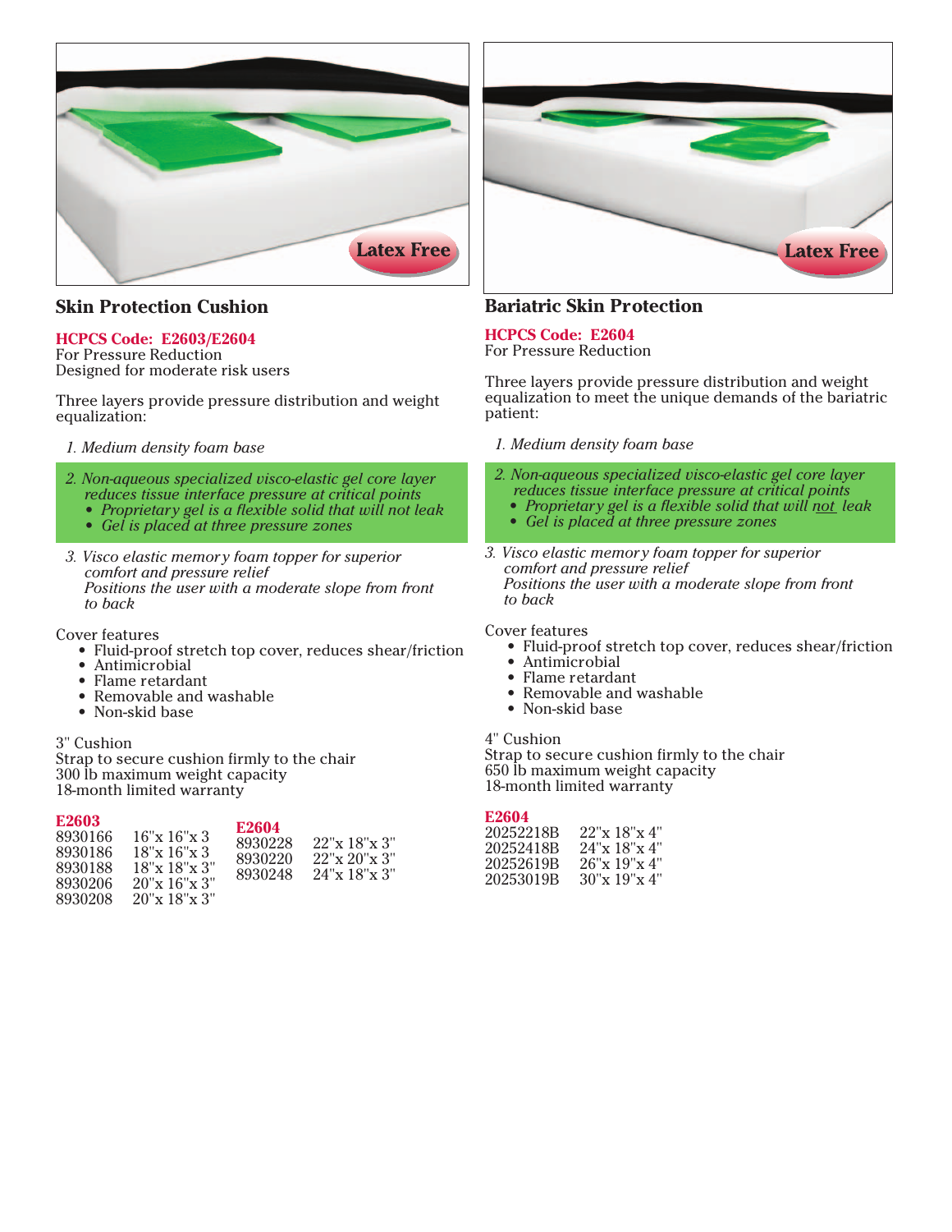Latex Free

## Skin Protection Cushion

**HCPCS Code: E2603/E2604**
For Pressure Reduction
Designed for moderate risk users

Three layers provide pressure distribution and weight equalization:

1. *Medium density foam base*
2. *Non-aqueous specialized visco-elastic gel core layer reduces tissue interface pressure at critical points*
   - *Proprietary gel is a flexible solid that will not leak*
   - *Gel is placed at three pressure zones*
3. *Visco elastic memory foam topper for superior comfort and pressure relief*
   *Positions the user with a moderate slope from front to back*

Cover features
- Fluid-proof stretch top cover, reduces shear/friction
- Antimicrobial
- Flame retardant
- Removable and washable
- Non-skid base

3" Cushion
Strap to secure cushion firmly to the chair
300 lb maximum weight capacity
18-month limited warranty

**E2603**

| | |
|---|---|
| 8930166 | 16"x 16"x 3 |
| 8930186 | 18"x 16"x 3 |
| 8930188 | 18"x 18"x 3" |
| 8930206 | 20"x 16"x 3" |
| 8930208 | 20"x 18"x 3" |

**E2604**

| | |
|---|---|
| 8930228 | 22"x 18"x 3" |
| 8930220 | 22"x 20"x 3" |
| 8930248 | 24"x 18"x 3" |

Latex Free

## Bariatric Skin Protection

**HCPCS Code: E2604**
For Pressure Reduction

Three layers provide pressure distribution and weight equalization to meet the unique demands of the bariatric patient:

1. *Medium density foam base*
2. *Non-aqueous specialized visco-elastic gel core layer reduces tissue interface pressure at critical points*
   - *Proprietary gel is a flexible solid that will not leak*
   - *Gel is placed at three pressure zones*
3. *Visco elastic memory foam topper for superior comfort and pressure relief*
   *Positions the user with a moderate slope from front to back*

Cover features
- Fluid-proof stretch top cover, reduces shear/friction
- Antimicrobial
- Flame retardant
- Removable and washable
- Non-skid base

4" Cushion
Strap to secure cushion firmly to the chair
650 lb maximum weight capacity
18-month limited warranty

**E2604**

| | |
|---|---|
| 20252218B | 22"x 18"x 4" |
| 20252418B | 24"x 18"x 4" |
| 20252619B | 26"x 19"x 4" |
| 20253019B | 30"x 19"x 4" |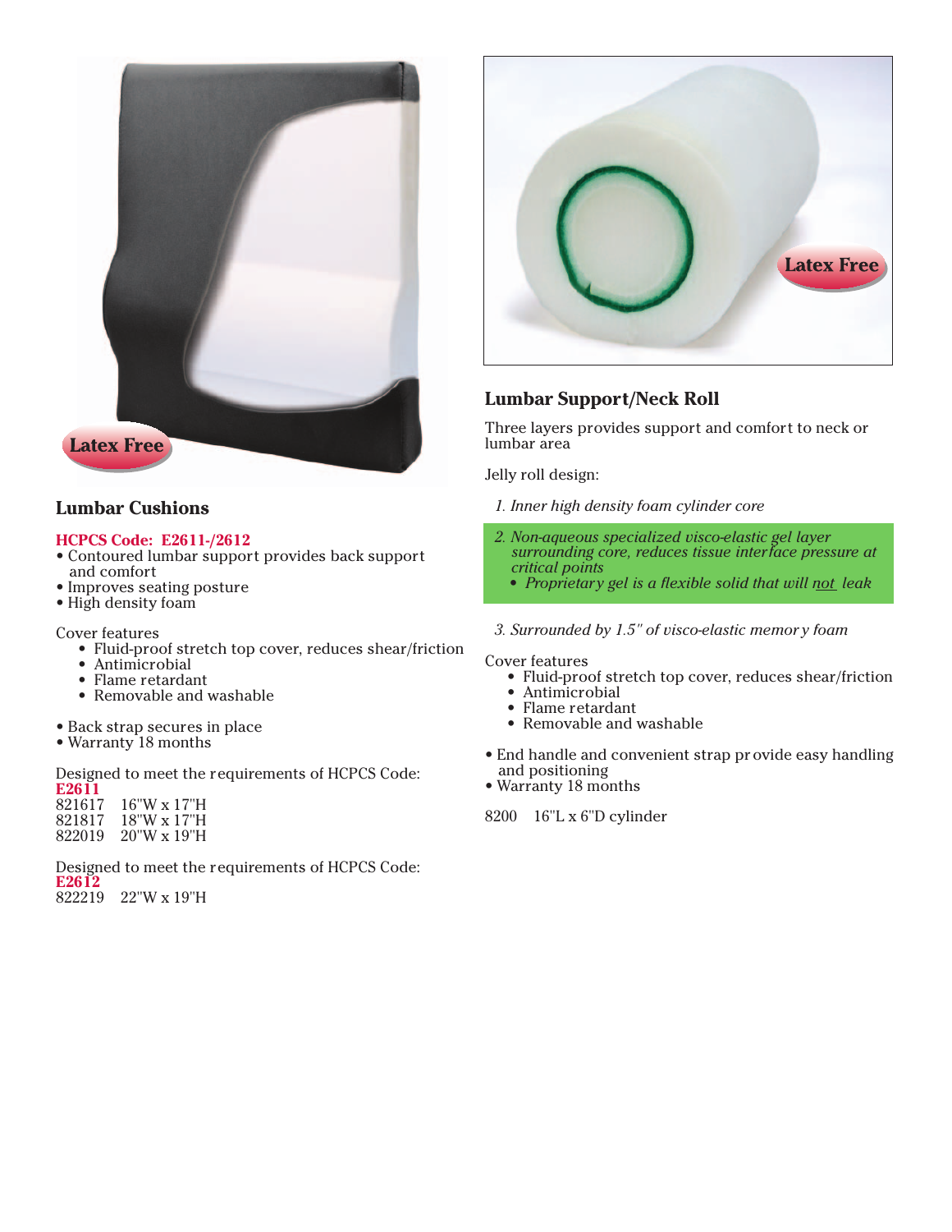Latex Free

## Lumbar Cushions

**HCPCS Code: E2611-/2612**

- Contoured lumbar support provides back support and comfort
- Improves seating posture
- High density foam

Cover features

- Fluid-proof stretch top cover, reduces shear/friction
- Antimicrobial
- Flame retardant
- Removable and washable

- Back strap secures in place
- Warranty 18 months

Designed to meet the requirements of HCPCS Code: **E2611**

821617 16"W x 17"H
821817 18"W x 17"H
822019 20"W x 19"H

Designed to meet the requirements of HCPCS Code: **E2612**

822219 22"W x 19"H

Latex Free

## Lumbar Support/Neck Roll

Three layers provides support and comfort to neck or lumbar area

Jelly roll design:

1. *Inner high density foam cylinder core*
2. *Non-aqueous specialized visco-elastic gel layer surrounding core, reduces tissue interface pressure at critical points*
   - *Proprietary gel is a flexible solid that will not leak*
3. *Surrounded by 1.5" of visco-elastic memory foam*

Cover features

- Fluid-proof stretch top cover, reduces shear/friction
- Antimicrobial
- Flame retardant
- Removable and washable

- End handle and convenient strap provide easy handling and positioning
- Warranty 18 months

8200 16"L x 6"D cylinder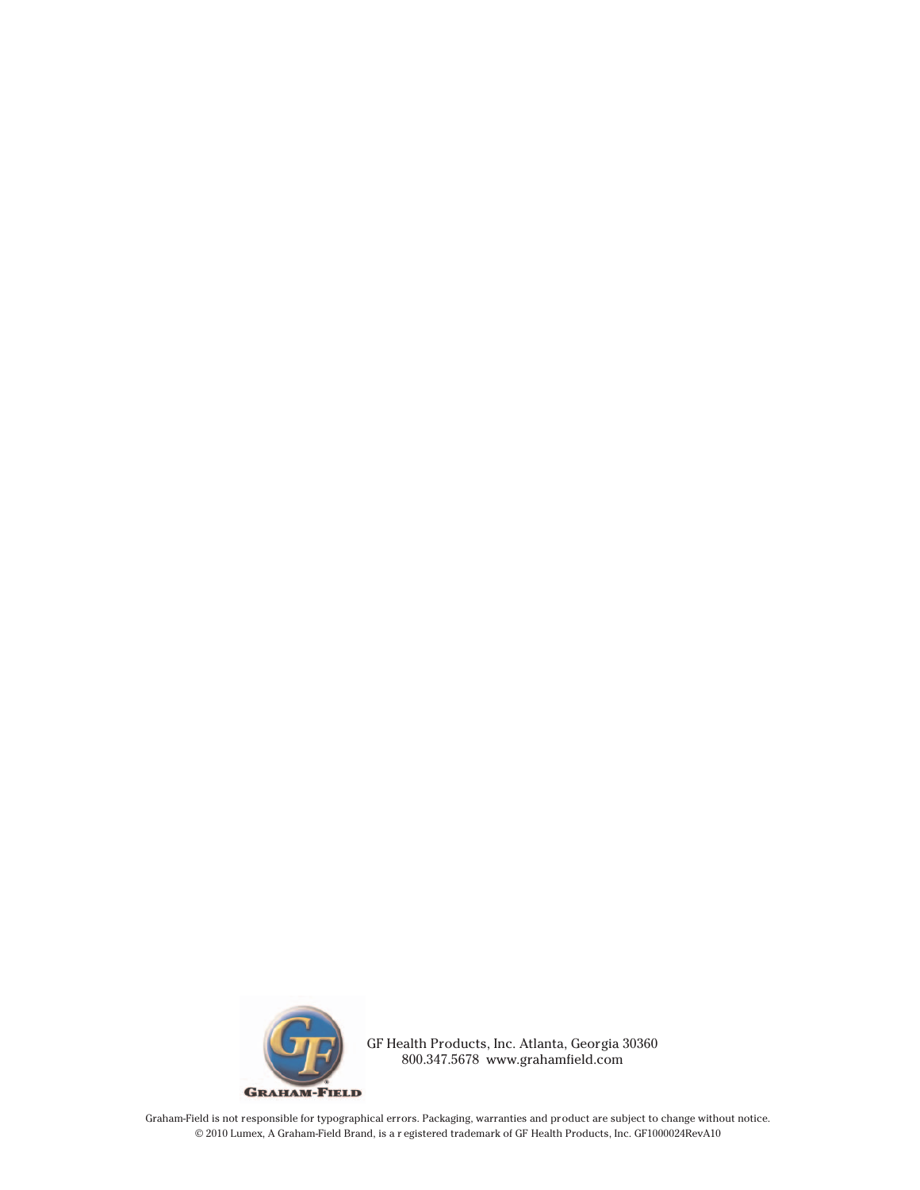GRAHAM-FIELD

GF Health Products, Inc. Atlanta, Georgia 30360
800.347.5678 www.grahamfield.com

Graham-Field is not responsible for typographical errors. Packaging, warranties and product are subject to change without notice.
© 2010 Lumex, A Graham-Field Brand, is a registered trademark of GF Health Products, Inc. GF1000024RevA10